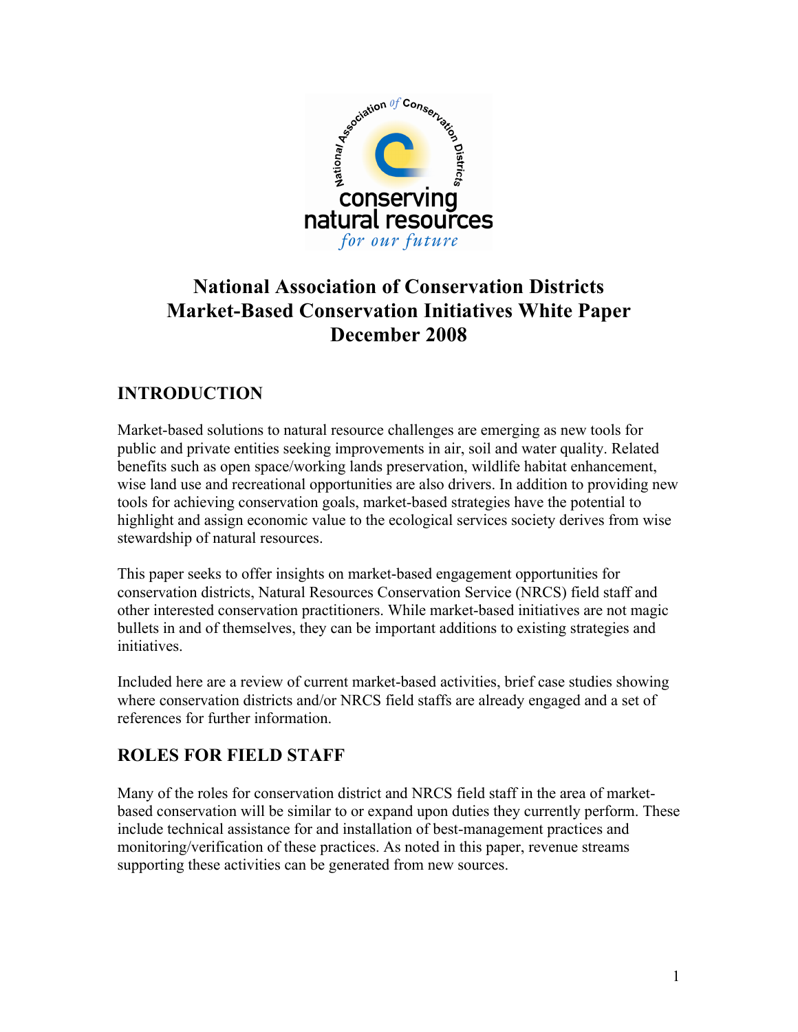# National Association of Conservation Districts Market-Based Conservation Initiatives White Paper December 2008

## INTRODUCTION

Market-based solutions to natural resource challenges are emerging as new tools for public and private entities seeking improvements in air, soil and water quality. Related benefits such as open space/working lands preservation, wildlife habitat enhancement, wise land use and recreational opportunities are also drivers. In addition to providing new tools for achieving conservation goals, market-based strategies have the potential to highlight and assign economic value to the ecological services society derives from wise stewardship of natural resources.

This paper seeks to offer insights on market-based engagement opportunities for conservation districts, Natural Resources Conservation Service (NRCS) field staff and other interested conservation practitioners. While market-based initiatives are not magic bullets in and of themselves, they can be important additions to existing strategies and initiatives.

Included here are a review of current market-based activities, brief case studies showing where conservation districts and/or NRCS field staffs are already engaged and a set of references for further information.

## ROLES FOR FIELD STAFF

Many of the roles for conservation district and NRCS field staff in the area of market-based conservation will be similar to or expand upon duties they currently perform. These include technical assistance for and installation of best-management practices and monitoring/verification of these practices. As noted in this paper, revenue streams supporting these activities can be generated from new sources.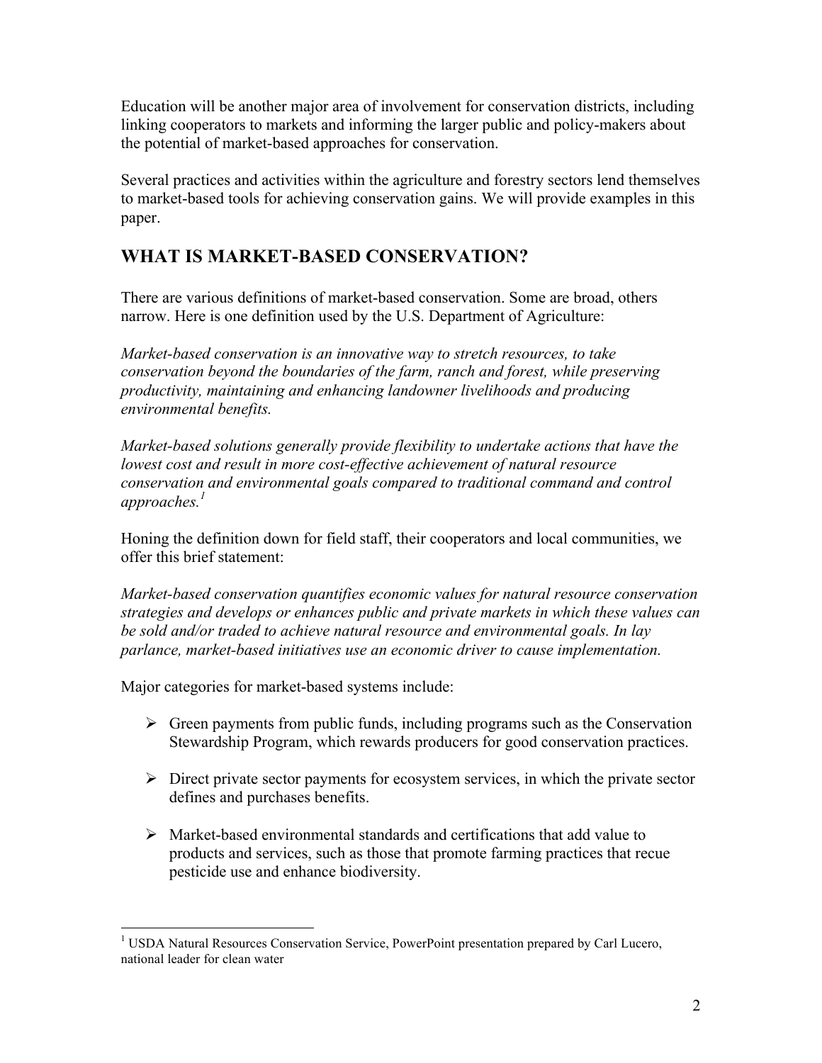Education will be another major area of involvement for conservation districts, including linking cooperators to markets and informing the larger public and policy-makers about the potential of market-based approaches for conservation.

Several practices and activities within the agriculture and forestry sectors lend themselves to market-based tools for achieving conservation gains. We will provide examples in this paper.

## WHAT IS MARKET-BASED CONSERVATION?

There are various definitions of market-based conservation. Some are broad, others narrow. Here is one definition used by the U.S. Department of Agriculture:

*Market-based conservation is an innovative way to stretch resources, to take conservation beyond the boundaries of the farm, ranch and forest, while preserving productivity, maintaining and enhancing landowner livelihoods and producing environmental benefits.*

*Market-based solutions generally provide flexibility to undertake actions that have the lowest cost and result in more cost-effective achievement of natural resource conservation and environmental goals compared to traditional command and control approaches.*[1]

Honing the definition down for field staff, their cooperators and local communities, we offer this brief statement:

*Market-based conservation quantifies economic values for natural resource conservation strategies and develops or enhances public and private markets in which these values can be sold and/or traded to achieve natural resource and environmental goals. In lay parlance, market-based initiatives use an economic driver to cause implementation.*

Major categories for market-based systems include:

- Green payments from public funds, including programs such as the Conservation Stewardship Program, which rewards producers for good conservation practices.
- Direct private sector payments for ecosystem services, in which the private sector defines and purchases benefits.
- Market-based environmental standards and certifications that add value to products and services, such as those that promote farming practices that recue pesticide use and enhance biodiversity.

---

[1] USDA Natural Resources Conservation Service, PowerPoint presentation prepared by Carl Lucero, national leader for clean water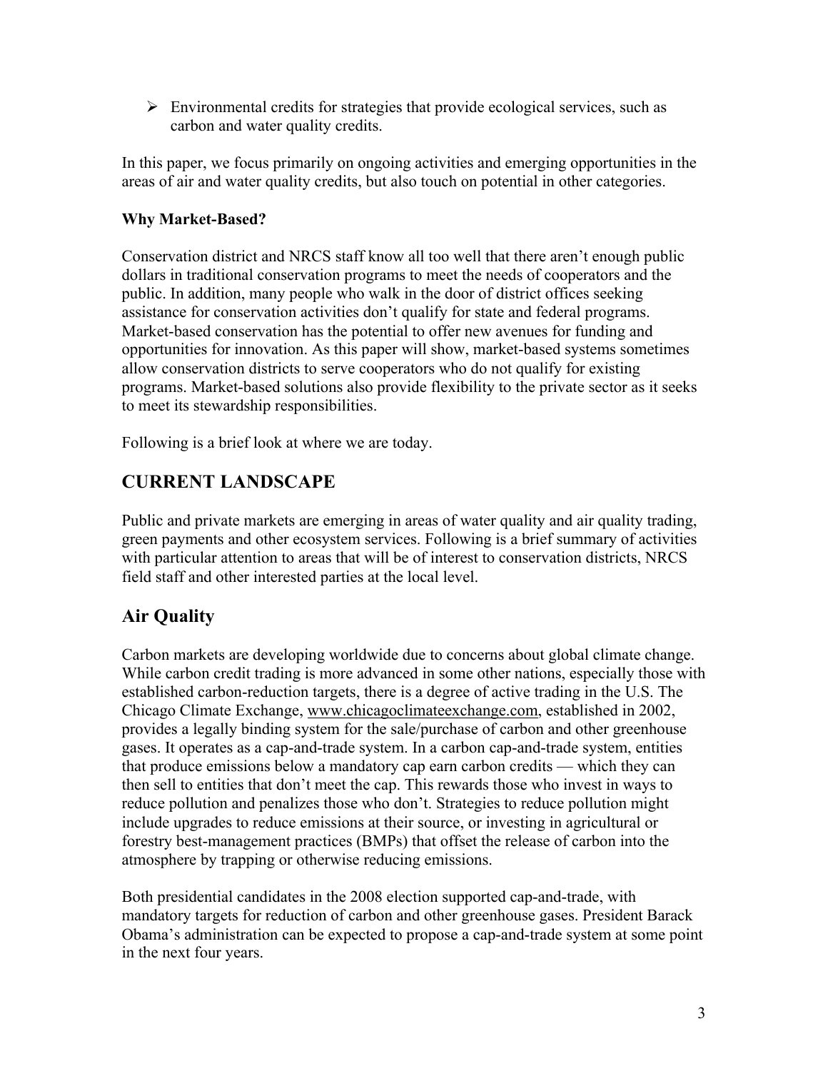- Environmental credits for strategies that provide ecological services, such as carbon and water quality credits.

In this paper, we focus primarily on ongoing activities and emerging opportunities in the areas of air and water quality credits, but also touch on potential in other categories.

**Why Market-Based?**

Conservation district and NRCS staff know all too well that there aren't enough public dollars in traditional conservation programs to meet the needs of cooperators and the public. In addition, many people who walk in the door of district offices seeking assistance for conservation activities don't qualify for state and federal programs. Market-based conservation has the potential to offer new avenues for funding and opportunities for innovation. As this paper will show, market-based systems sometimes allow conservation districts to serve cooperators who do not qualify for existing programs. Market-based solutions also provide flexibility to the private sector as it seeks to meet its stewardship responsibilities.

Following is a brief look at where we are today.

## CURRENT LANDSCAPE

Public and private markets are emerging in areas of water quality and air quality trading, green payments and other ecosystem services. Following is a brief summary of activities with particular attention to areas that will be of interest to conservation districts, NRCS field staff and other interested parties at the local level.

## Air Quality

Carbon markets are developing worldwide due to concerns about global climate change. While carbon credit trading is more advanced in some other nations, especially those with established carbon-reduction targets, there is a degree of active trading in the U.S. The Chicago Climate Exchange, www.chicagoclimateexchange.com, established in 2002, provides a legally binding system for the sale/purchase of carbon and other greenhouse gases. It operates as a cap-and-trade system. In a carbon cap-and-trade system, entities that produce emissions below a mandatory cap earn carbon credits — which they can then sell to entities that don't meet the cap. This rewards those who invest in ways to reduce pollution and penalizes those who don't. Strategies to reduce pollution might include upgrades to reduce emissions at their source, or investing in agricultural or forestry best-management practices (BMPs) that offset the release of carbon into the atmosphere by trapping or otherwise reducing emissions.

Both presidential candidates in the 2008 election supported cap-and-trade, with mandatory targets for reduction of carbon and other greenhouse gases. President Barack Obama's administration can be expected to propose a cap-and-trade system at some point in the next four years.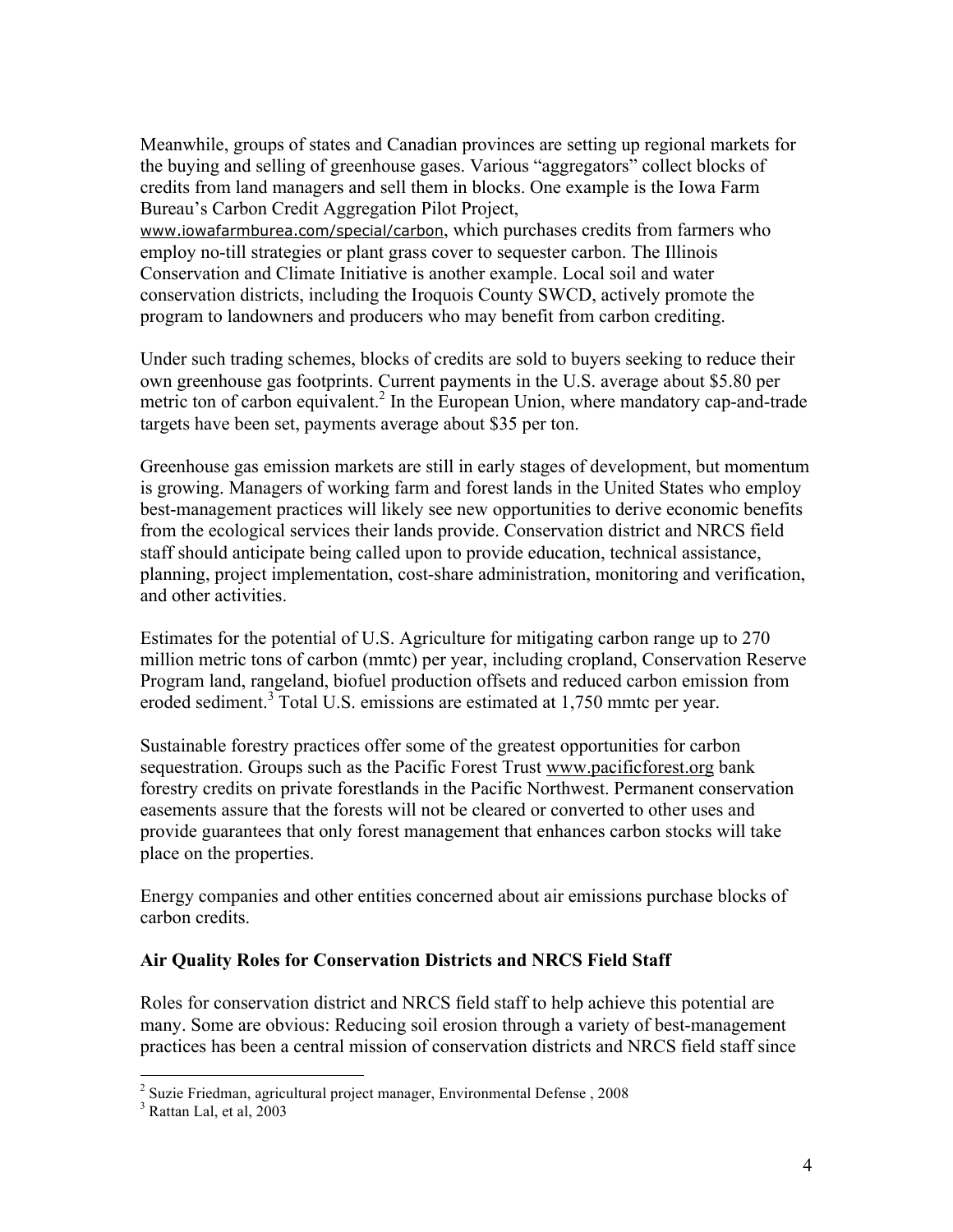Meanwhile, groups of states and Canadian provinces are setting up regional markets for the buying and selling of greenhouse gases. Various "aggregators" collect blocks of credits from land managers and sell them in blocks. One example is the Iowa Farm Bureau's Carbon Credit Aggregation Pilot Project, www.iowafarmburea.com/special/carbon, which purchases credits from farmers who employ no-till strategies or plant grass cover to sequester carbon. The Illinois Conservation and Climate Initiative is another example. Local soil and water conservation districts, including the Iroquois County SWCD, actively promote the program to landowners and producers who may benefit from carbon crediting.

Under such trading schemes, blocks of credits are sold to buyers seeking to reduce their own greenhouse gas footprints. Current payments in the U.S. average about $5.80 per metric ton of carbon equivalent.[2] In the European Union, where mandatory cap-and-trade targets have been set, payments average about $35 per ton.

Greenhouse gas emission markets are still in early stages of development, but momentum is growing. Managers of working farm and forest lands in the United States who employ best-management practices will likely see new opportunities to derive economic benefits from the ecological services their lands provide. Conservation district and NRCS field staff should anticipate being called upon to provide education, technical assistance, planning, project implementation, cost-share administration, monitoring and verification, and other activities.

Estimates for the potential of U.S. Agriculture for mitigating carbon range up to 270 million metric tons of carbon (mmtc) per year, including cropland, Conservation Reserve Program land, rangeland, biofuel production offsets and reduced carbon emission from eroded sediment.[3] Total U.S. emissions are estimated at 1,750 mmtc per year.

Sustainable forestry practices offer some of the greatest opportunities for carbon sequestration. Groups such as the Pacific Forest Trust www.pacificforest.org bank forestry credits on private forestlands in the Pacific Northwest. Permanent conservation easements assure that the forests will not be cleared or converted to other uses and provide guarantees that only forest management that enhances carbon stocks will take place on the properties.

Energy companies and other entities concerned about air emissions purchase blocks of carbon credits.

**Air Quality Roles for Conservation Districts and NRCS Field Staff**

Roles for conservation district and NRCS field staff to help achieve this potential are many. Some are obvious: Reducing soil erosion through a variety of best-management practices has been a central mission of conservation districts and NRCS field staff since

---

[2] Suzie Friedman, agricultural project manager, Environmental Defense , 2008

[3] Rattan Lal, et al, 2003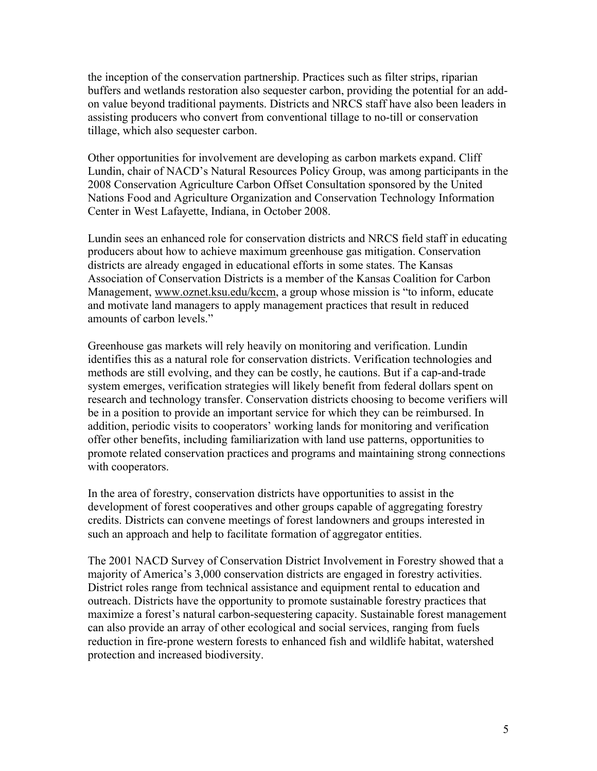the inception of the conservation partnership. Practices such as filter strips, riparian buffers and wetlands restoration also sequester carbon, providing the potential for an add-on value beyond traditional payments. Districts and NRCS staff have also been leaders in assisting producers who convert from conventional tillage to no-till or conservation tillage, which also sequester carbon.

Other opportunities for involvement are developing as carbon markets expand. Cliff Lundin, chair of NACD's Natural Resources Policy Group, was among participants in the 2008 Conservation Agriculture Carbon Offset Consultation sponsored by the United Nations Food and Agriculture Organization and Conservation Technology Information Center in West Lafayette, Indiana, in October 2008.

Lundin sees an enhanced role for conservation districts and NRCS field staff in educating producers about how to achieve maximum greenhouse gas mitigation. Conservation districts are already engaged in educational efforts in some states. The Kansas Association of Conservation Districts is a member of the Kansas Coalition for Carbon Management, www.oznet.ksu.edu/kccm, a group whose mission is "to inform, educate and motivate land managers to apply management practices that result in reduced amounts of carbon levels."

Greenhouse gas markets will rely heavily on monitoring and verification. Lundin identifies this as a natural role for conservation districts. Verification technologies and methods are still evolving, and they can be costly, he cautions. But if a cap-and-trade system emerges, verification strategies will likely benefit from federal dollars spent on research and technology transfer. Conservation districts choosing to become verifiers will be in a position to provide an important service for which they can be reimbursed. In addition, periodic visits to cooperators' working lands for monitoring and verification offer other benefits, including familiarization with land use patterns, opportunities to promote related conservation practices and programs and maintaining strong connections with cooperators.

In the area of forestry, conservation districts have opportunities to assist in the development of forest cooperatives and other groups capable of aggregating forestry credits. Districts can convene meetings of forest landowners and groups interested in such an approach and help to facilitate formation of aggregator entities.

The 2001 NACD Survey of Conservation District Involvement in Forestry showed that a majority of America's 3,000 conservation districts are engaged in forestry activities. District roles range from technical assistance and equipment rental to education and outreach. Districts have the opportunity to promote sustainable forestry practices that maximize a forest's natural carbon-sequestering capacity. Sustainable forest management can also provide an array of other ecological and social services, ranging from fuels reduction in fire-prone western forests to enhanced fish and wildlife habitat, watershed protection and increased biodiversity.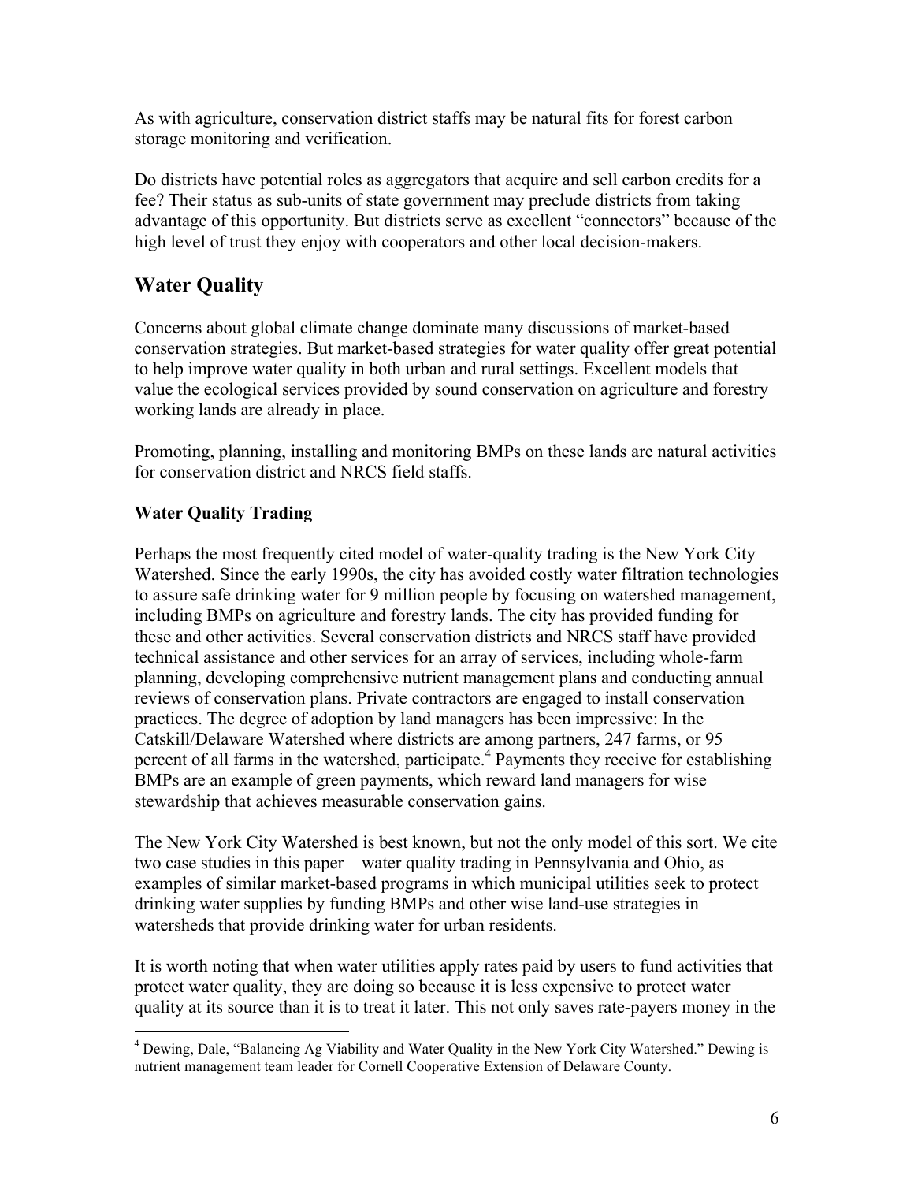As with agriculture, conservation district staffs may be natural fits for forest carbon storage monitoring and verification.

Do districts have potential roles as aggregators that acquire and sell carbon credits for a fee? Their status as sub-units of state government may preclude districts from taking advantage of this opportunity. But districts serve as excellent "connectors" because of the high level of trust they enjoy with cooperators and other local decision-makers.

## Water Quality

Concerns about global climate change dominate many discussions of market-based conservation strategies. But market-based strategies for water quality offer great potential to help improve water quality in both urban and rural settings. Excellent models that value the ecological services provided by sound conservation on agriculture and forestry working lands are already in place.

Promoting, planning, installing and monitoring BMPs on these lands are natural activities for conservation district and NRCS field staffs.

### Water Quality Trading

Perhaps the most frequently cited model of water-quality trading is the New York City Watershed. Since the early 1990s, the city has avoided costly water filtration technologies to assure safe drinking water for 9 million people by focusing on watershed management, including BMPs on agriculture and forestry lands. The city has provided funding for these and other activities. Several conservation districts and NRCS staff have provided technical assistance and other services for an array of services, including whole-farm planning, developing comprehensive nutrient management plans and conducting annual reviews of conservation plans. Private contractors are engaged to install conservation practices. The degree of adoption by land managers has been impressive: In the Catskill/Delaware Watershed where districts are among partners, 247 farms, or 95 percent of all farms in the watershed, participate.[4] Payments they receive for establishing BMPs are an example of green payments, which reward land managers for wise stewardship that achieves measurable conservation gains.

The New York City Watershed is best known, but not the only model of this sort. We cite two case studies in this paper – water quality trading in Pennsylvania and Ohio, as examples of similar market-based programs in which municipal utilities seek to protect drinking water supplies by funding BMPs and other wise land-use strategies in watersheds that provide drinking water for urban residents.

It is worth noting that when water utilities apply rates paid by users to fund activities that protect water quality, they are doing so because it is less expensive to protect water quality at its source than it is to treat it later. This not only saves rate-payers money in the

[4] Dewing, Dale, "Balancing Ag Viability and Water Quality in the New York City Watershed." Dewing is nutrient management team leader for Cornell Cooperative Extension of Delaware County.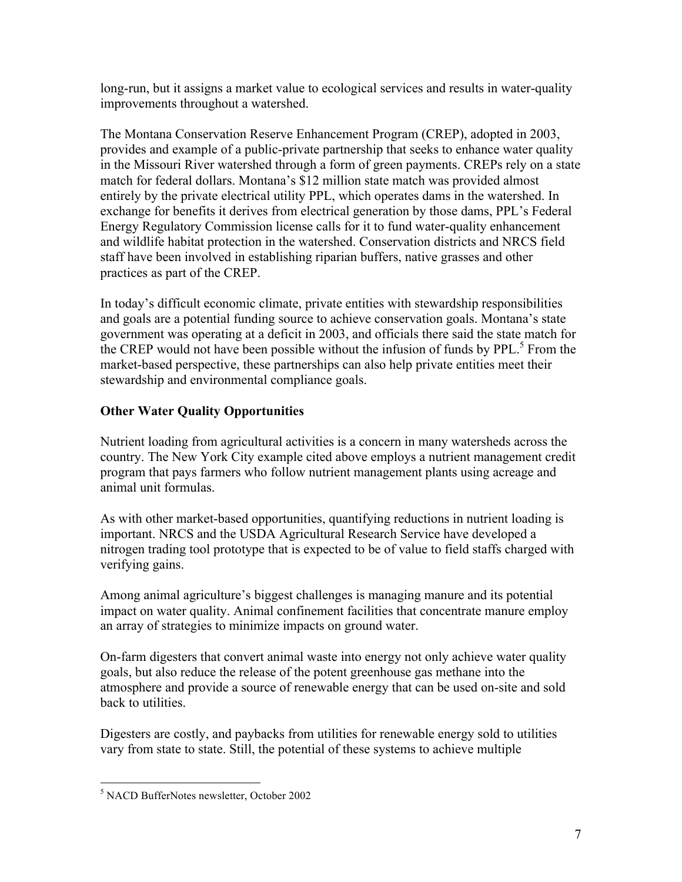long-run, but it assigns a market value to ecological services and results in water-quality improvements throughout a watershed.

The Montana Conservation Reserve Enhancement Program (CREP), adopted in 2003, provides and example of a public-private partnership that seeks to enhance water quality in the Missouri River watershed through a form of green payments. CREPs rely on a state match for federal dollars. Montana's $12 million state match was provided almost entirely by the private electrical utility PPL, which operates dams in the watershed. In exchange for benefits it derives from electrical generation by those dams, PPL's Federal Energy Regulatory Commission license calls for it to fund water-quality enhancement and wildlife habitat protection in the watershed. Conservation districts and NRCS field staff have been involved in establishing riparian buffers, native grasses and other practices as part of the CREP.

In today's difficult economic climate, private entities with stewardship responsibilities and goals are a potential funding source to achieve conservation goals. Montana's state government was operating at a deficit in 2003, and officials there said the state match for the CREP would not have been possible without the infusion of funds by PPL.[5] From the market-based perspective, these partnerships can also help private entities meet their stewardship and environmental compliance goals.

**Other Water Quality Opportunities**

Nutrient loading from agricultural activities is a concern in many watersheds across the country. The New York City example cited above employs a nutrient management credit program that pays farmers who follow nutrient management plants using acreage and animal unit formulas.

As with other market-based opportunities, quantifying reductions in nutrient loading is important. NRCS and the USDA Agricultural Research Service have developed a nitrogen trading tool prototype that is expected to be of value to field staffs charged with verifying gains.

Among animal agriculture's biggest challenges is managing manure and its potential impact on water quality. Animal confinement facilities that concentrate manure employ an array of strategies to minimize impacts on ground water.

On-farm digesters that convert animal waste into energy not only achieve water quality goals, but also reduce the release of the potent greenhouse gas methane into the atmosphere and provide a source of renewable energy that can be used on-site and sold back to utilities.

Digesters are costly, and paybacks from utilities for renewable energy sold to utilities vary from state to state. Still, the potential of these systems to achieve multiple

---

[5] NACD BufferNotes newsletter, October 2002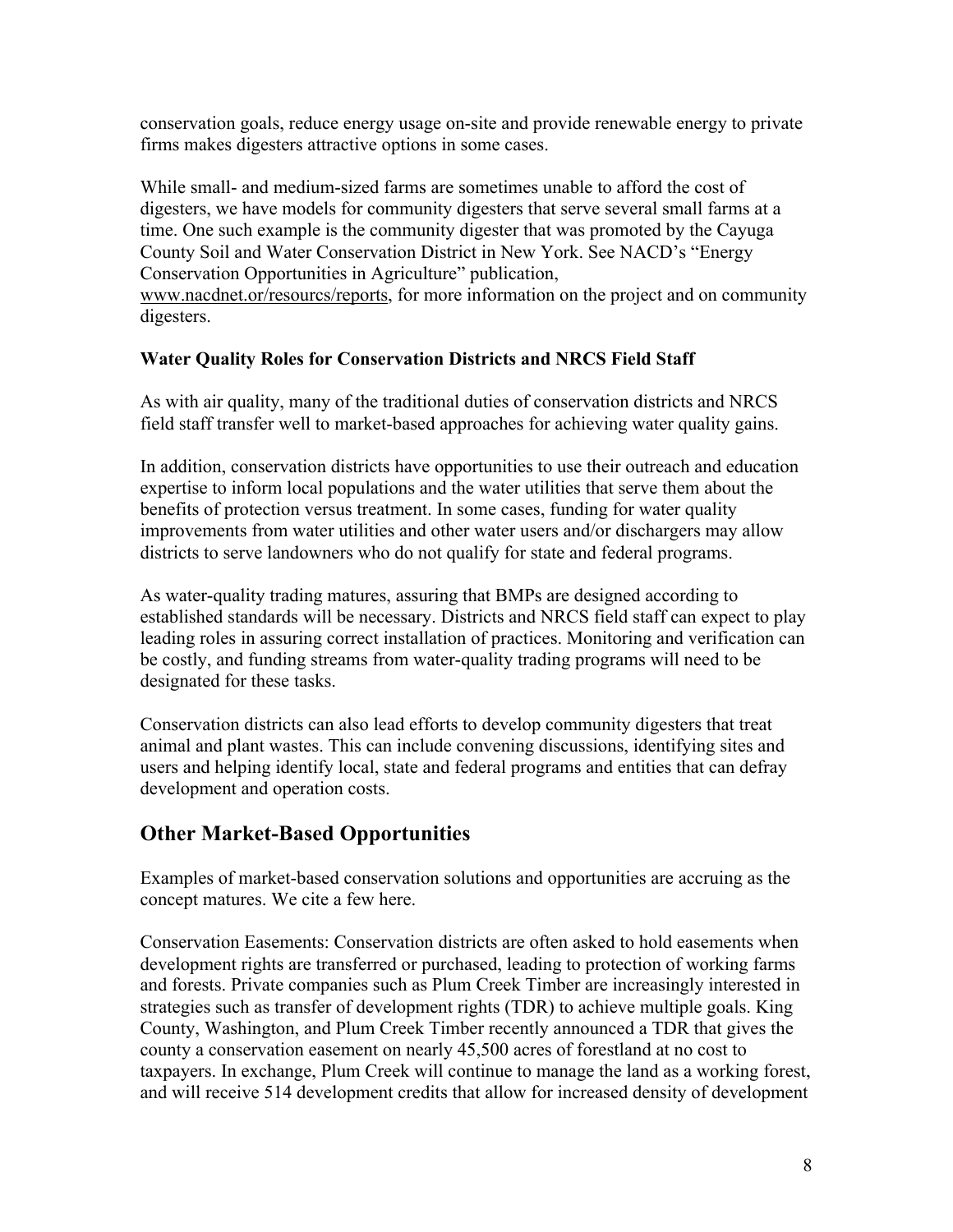conservation goals, reduce energy usage on-site and provide renewable energy to private firms makes digesters attractive options in some cases.

While small- and medium-sized farms are sometimes unable to afford the cost of digesters, we have models for community digesters that serve several small farms at a time. One such example is the community digester that was promoted by the Cayuga County Soil and Water Conservation District in New York. See NACD's "Energy Conservation Opportunities in Agriculture" publication, www.nacdnet.or/resourcs/reports, for more information on the project and on community digesters.

**Water Quality Roles for Conservation Districts and NRCS Field Staff**

As with air quality, many of the traditional duties of conservation districts and NRCS field staff transfer well to market-based approaches for achieving water quality gains.

In addition, conservation districts have opportunities to use their outreach and education expertise to inform local populations and the water utilities that serve them about the benefits of protection versus treatment. In some cases, funding for water quality improvements from water utilities and other water users and/or dischargers may allow districts to serve landowners who do not qualify for state and federal programs.

As water-quality trading matures, assuring that BMPs are designed according to established standards will be necessary. Districts and NRCS field staff can expect to play leading roles in assuring correct installation of practices. Monitoring and verification can be costly, and funding streams from water-quality trading programs will need to be designated for these tasks.

Conservation districts can also lead efforts to develop community digesters that treat animal and plant wastes. This can include convening discussions, identifying sites and users and helping identify local, state and federal programs and entities that can defray development and operation costs.

## Other Market-Based Opportunities

Examples of market-based conservation solutions and opportunities are accruing as the concept matures. We cite a few here.

Conservation Easements: Conservation districts are often asked to hold easements when development rights are transferred or purchased, leading to protection of working farms and forests. Private companies such as Plum Creek Timber are increasingly interested in strategies such as transfer of development rights (TDR) to achieve multiple goals. King County, Washington, and Plum Creek Timber recently announced a TDR that gives the county a conservation easement on nearly 45,500 acres of forestland at no cost to taxpayers. In exchange, Plum Creek will continue to manage the land as a working forest, and will receive 514 development credits that allow for increased density of development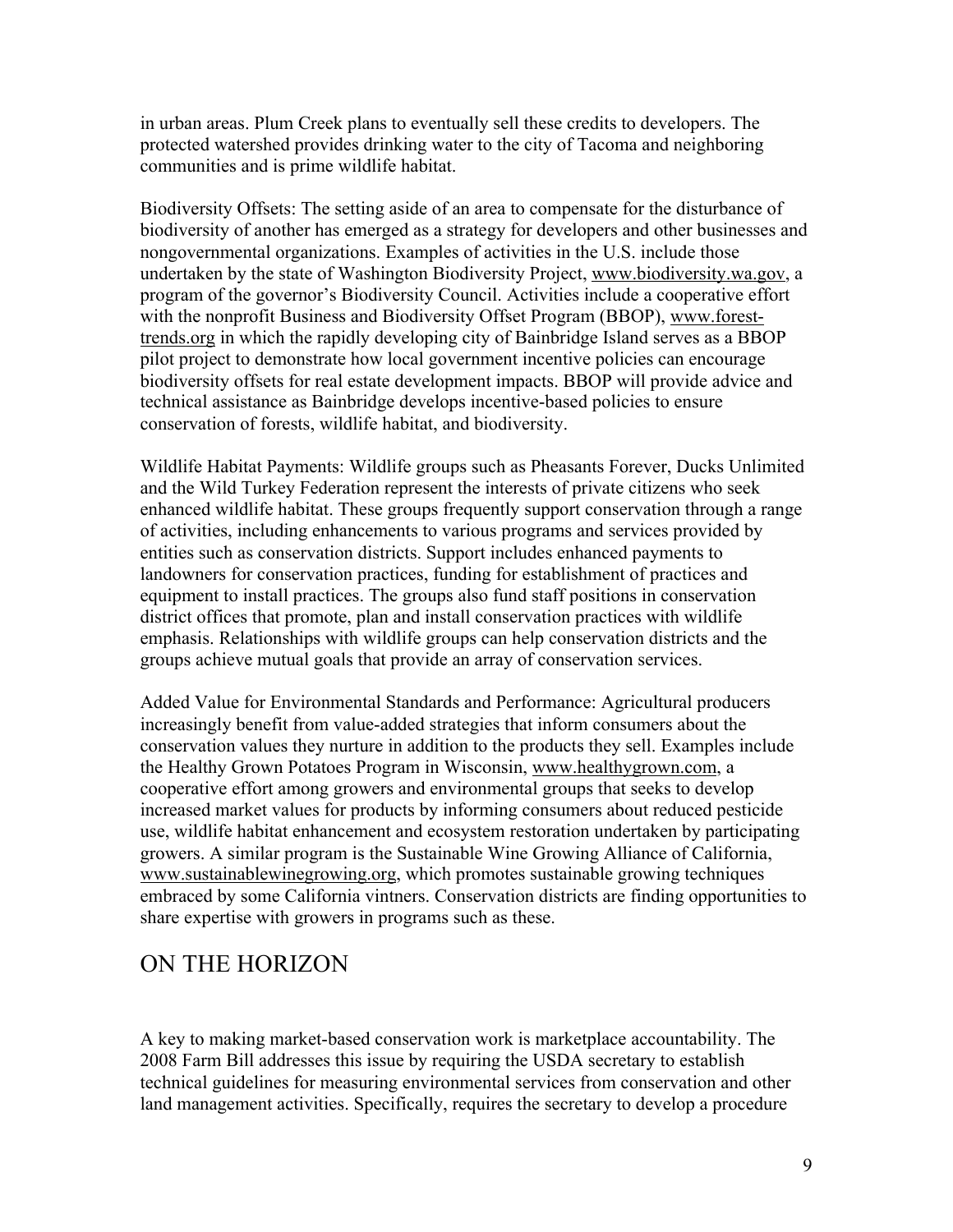in urban areas. Plum Creek plans to eventually sell these credits to developers. The protected watershed provides drinking water to the city of Tacoma and neighboring communities and is prime wildlife habitat.

Biodiversity Offsets: The setting aside of an area to compensate for the disturbance of biodiversity of another has emerged as a strategy for developers and other businesses and nongovernmental organizations. Examples of activities in the U.S. include those undertaken by the state of Washington Biodiversity Project, www.biodiversity.wa.gov, a program of the governor's Biodiversity Council. Activities include a cooperative effort with the nonprofit Business and Biodiversity Offset Program (BBOP), www.forest-trends.org in which the rapidly developing city of Bainbridge Island serves as a BBOP pilot project to demonstrate how local government incentive policies can encourage biodiversity offsets for real estate development impacts. BBOP will provide advice and technical assistance as Bainbridge develops incentive-based policies to ensure conservation of forests, wildlife habitat, and biodiversity.

Wildlife Habitat Payments: Wildlife groups such as Pheasants Forever, Ducks Unlimited and the Wild Turkey Federation represent the interests of private citizens who seek enhanced wildlife habitat. These groups frequently support conservation through a range of activities, including enhancements to various programs and services provided by entities such as conservation districts. Support includes enhanced payments to landowners for conservation practices, funding for establishment of practices and equipment to install practices. The groups also fund staff positions in conservation district offices that promote, plan and install conservation practices with wildlife emphasis. Relationships with wildlife groups can help conservation districts and the groups achieve mutual goals that provide an array of conservation services.

Added Value for Environmental Standards and Performance: Agricultural producers increasingly benefit from value-added strategies that inform consumers about the conservation values they nurture in addition to the products they sell. Examples include the Healthy Grown Potatoes Program in Wisconsin, www.healthygrown.com, a cooperative effort among growers and environmental groups that seeks to develop increased market values for products by informing consumers about reduced pesticide use, wildlife habitat enhancement and ecosystem restoration undertaken by participating growers. A similar program is the Sustainable Wine Growing Alliance of California, www.sustainablewinegrowing.org, which promotes sustainable growing techniques embraced by some California vintners. Conservation districts are finding opportunities to share expertise with growers in programs such as these.

## ON THE HORIZON

A key to making market-based conservation work is marketplace accountability. The 2008 Farm Bill addresses this issue by requiring the USDA secretary to establish technical guidelines for measuring environmental services from conservation and other land management activities. Specifically, requires the secretary to develop a procedure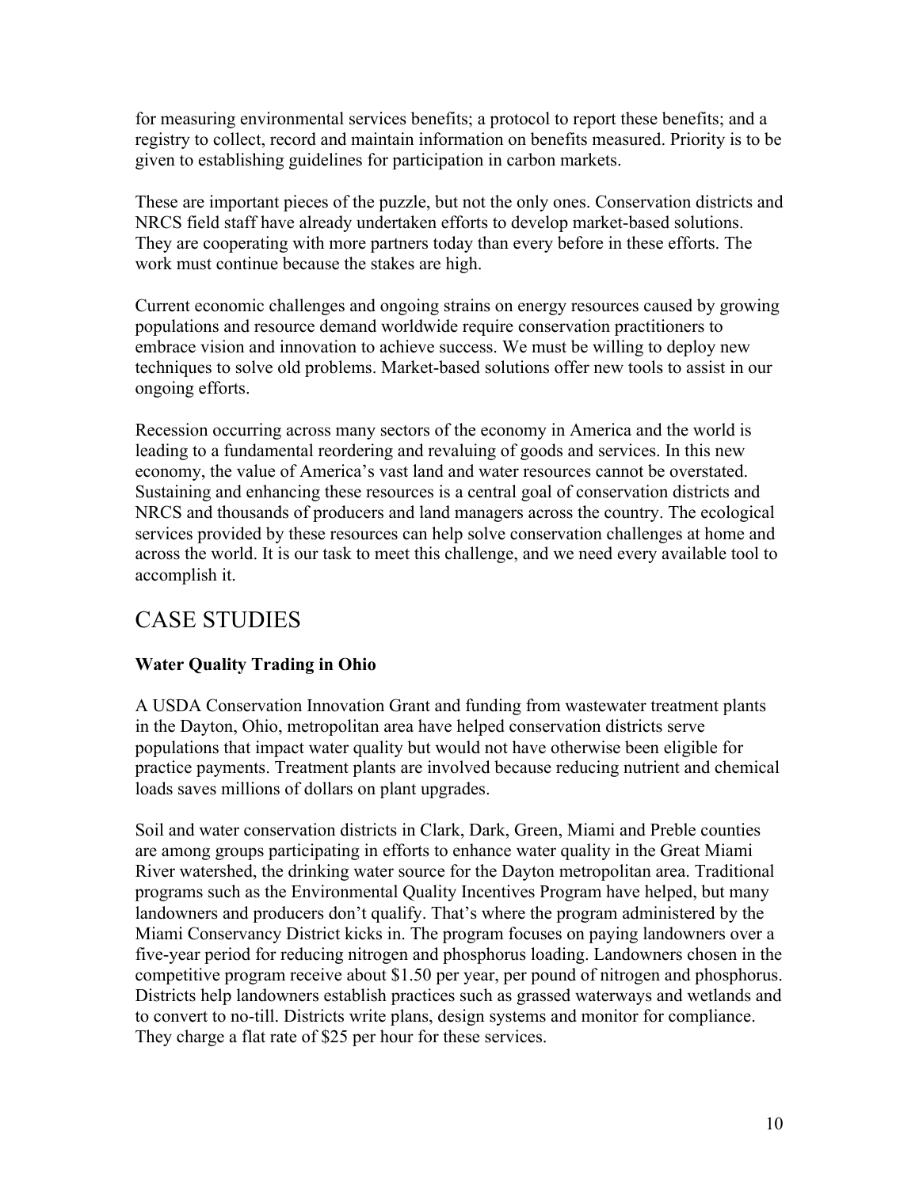for measuring environmental services benefits; a protocol to report these benefits; and a registry to collect, record and maintain information on benefits measured. Priority is to be given to establishing guidelines for participation in carbon markets.

These are important pieces of the puzzle, but not the only ones. Conservation districts and NRCS field staff have already undertaken efforts to develop market-based solutions. They are cooperating with more partners today than every before in these efforts. The work must continue because the stakes are high.

Current economic challenges and ongoing strains on energy resources caused by growing populations and resource demand worldwide require conservation practitioners to embrace vision and innovation to achieve success. We must be willing to deploy new techniques to solve old problems. Market-based solutions offer new tools to assist in our ongoing efforts.

Recession occurring across many sectors of the economy in America and the world is leading to a fundamental reordering and revaluing of goods and services. In this new economy, the value of America's vast land and water resources cannot be overstated. Sustaining and enhancing these resources is a central goal of conservation districts and NRCS and thousands of producers and land managers across the country. The ecological services provided by these resources can help solve conservation challenges at home and across the world. It is our task to meet this challenge, and we need every available tool to accomplish it.

## CASE STUDIES

**Water Quality Trading in Ohio**

A USDA Conservation Innovation Grant and funding from wastewater treatment plants in the Dayton, Ohio, metropolitan area have helped conservation districts serve populations that impact water quality but would not have otherwise been eligible for practice payments. Treatment plants are involved because reducing nutrient and chemical loads saves millions of dollars on plant upgrades.

Soil and water conservation districts in Clark, Dark, Green, Miami and Preble counties are among groups participating in efforts to enhance water quality in the Great Miami River watershed, the drinking water source for the Dayton metropolitan area. Traditional programs such as the Environmental Quality Incentives Program have helped, but many landowners and producers don't qualify. That's where the program administered by the Miami Conservancy District kicks in. The program focuses on paying landowners over a five-year period for reducing nitrogen and phosphorus loading. Landowners chosen in the competitive program receive about $1.50 per year, per pound of nitrogen and phosphorus. Districts help landowners establish practices such as grassed waterways and wetlands and to convert to no-till. Districts write plans, design systems and monitor for compliance. They charge a flat rate of $25 per hour for these services.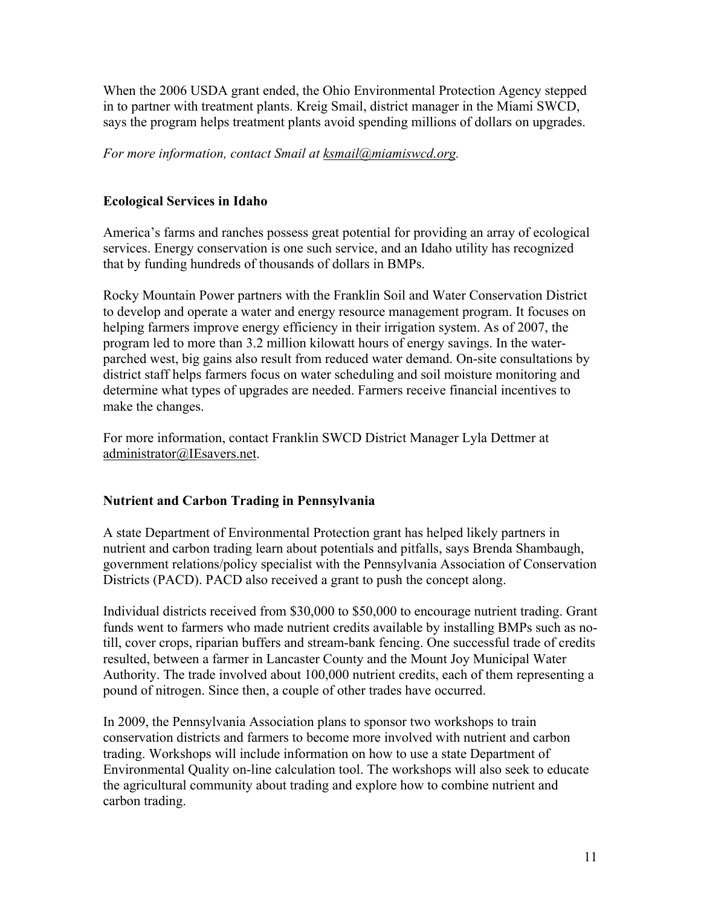When the 2006 USDA grant ended, the Ohio Environmental Protection Agency stepped in to partner with treatment plants. Kreig Smail, district manager in the Miami SWCD, says the program helps treatment plants avoid spending millions of dollars on upgrades.

*For more information, contact Smail at ksmail@miamiswcd.org.*

**Ecological Services in Idaho**

America's farms and ranches possess great potential for providing an array of ecological services. Energy conservation is one such service, and an Idaho utility has recognized that by funding hundreds of thousands of dollars in BMPs.

Rocky Mountain Power partners with the Franklin Soil and Water Conservation District to develop and operate a water and energy resource management program. It focuses on helping farmers improve energy efficiency in their irrigation system. As of 2007, the program led to more than 3.2 million kilowatt hours of energy savings. In the water-parched west, big gains also result from reduced water demand. On-site consultations by district staff helps farmers focus on water scheduling and soil moisture monitoring and determine what types of upgrades are needed. Farmers receive financial incentives to make the changes.

For more information, contact Franklin SWCD District Manager Lyla Dettmer at administrator@IEsavers.net.

**Nutrient and Carbon Trading in Pennsylvania**

A state Department of Environmental Protection grant has helped likely partners in nutrient and carbon trading learn about potentials and pitfalls, says Brenda Shambaugh, government relations/policy specialist with the Pennsylvania Association of Conservation Districts (PACD). PACD also received a grant to push the concept along.

Individual districts received from $30,000 to $50,000 to encourage nutrient trading. Grant funds went to farmers who made nutrient credits available by installing BMPs such as no-till, cover crops, riparian buffers and stream-bank fencing. One successful trade of credits resulted, between a farmer in Lancaster County and the Mount Joy Municipal Water Authority. The trade involved about 100,000 nutrient credits, each of them representing a pound of nitrogen. Since then, a couple of other trades have occurred.

In 2009, the Pennsylvania Association plans to sponsor two workshops to train conservation districts and farmers to become more involved with nutrient and carbon trading. Workshops will include information on how to use a state Department of Environmental Quality on-line calculation tool. The workshops will also seek to educate the agricultural community about trading and explore how to combine nutrient and carbon trading.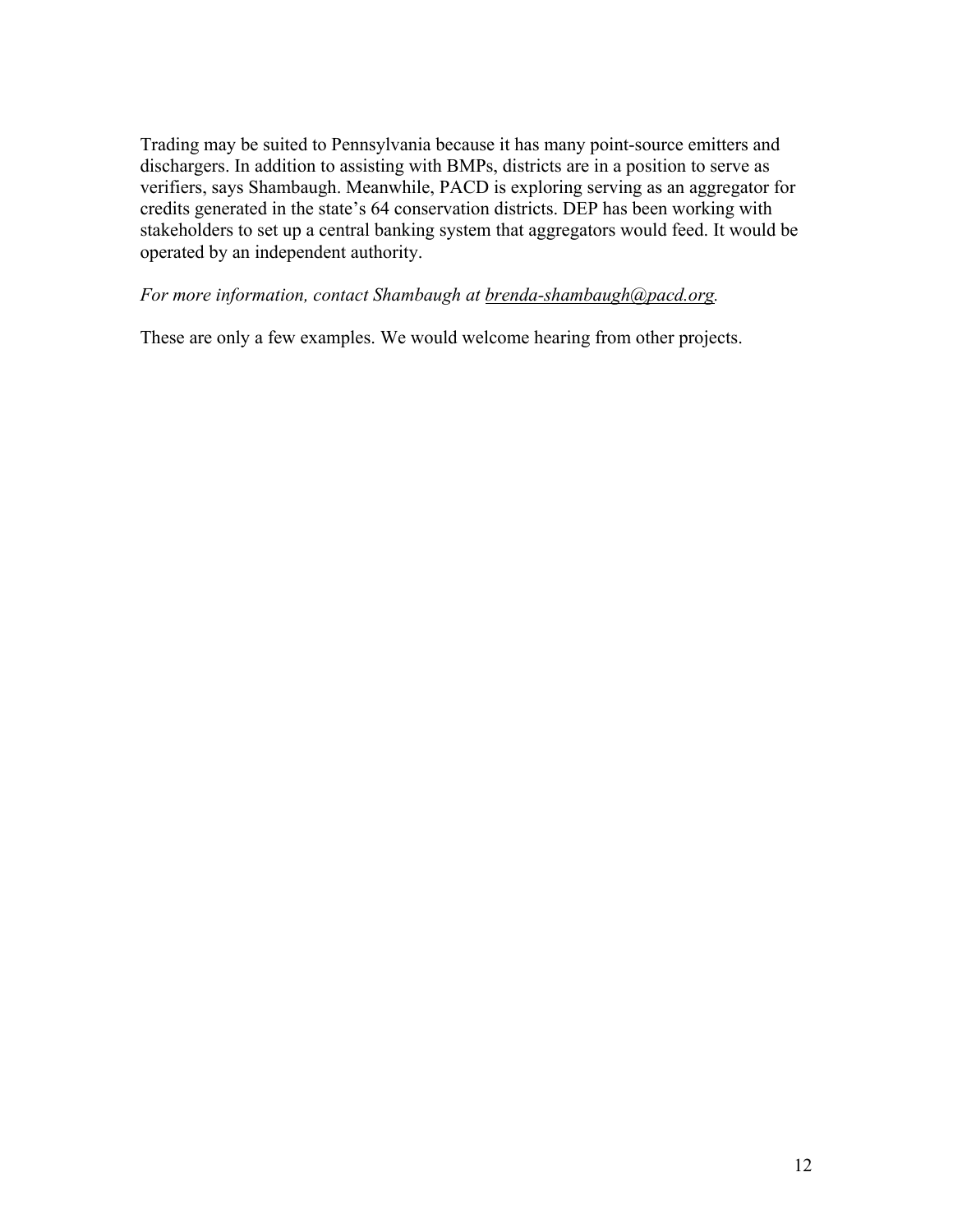Trading may be suited to Pennsylvania because it has many point-source emitters and dischargers. In addition to assisting with BMPs, districts are in a position to serve as verifiers, says Shambaugh. Meanwhile, PACD is exploring serving as an aggregator for credits generated in the state's 64 conservation districts. DEP has been working with stakeholders to set up a central banking system that aggregators would feed. It would be operated by an independent authority.

*For more information, contact Shambaugh at brenda-shambaugh@pacd.org.*

These are only a few examples. We would welcome hearing from other projects.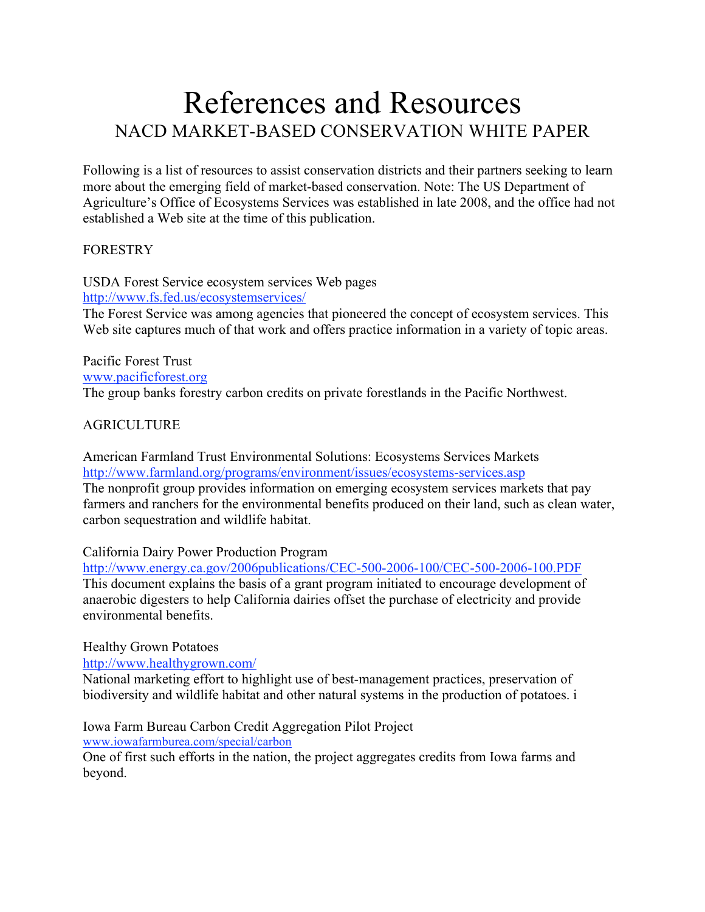# References and Resources

## NACD MARKET-BASED CONSERVATION WHITE PAPER

Following is a list of resources to assist conservation districts and their partners seeking to learn more about the emerging field of market-based conservation. Note: The US Department of Agriculture's Office of Ecosystems Services was established in late 2008, and the office had not established a Web site at the time of this publication.

### FORESTRY

USDA Forest Service ecosystem services Web pages
http://www.fs.fed.us/ecosystemservices/
The Forest Service was among agencies that pioneered the concept of ecosystem services. This Web site captures much of that work and offers practice information in a variety of topic areas.

Pacific Forest Trust
www.pacificforest.org
The group banks forestry carbon credits on private forestlands in the Pacific Northwest.

### AGRICULTURE

American Farmland Trust Environmental Solutions: Ecosystems Services Markets
http://www.farmland.org/programs/environment/issues/ecosystems-services.asp
The nonprofit group provides information on emerging ecosystem services markets that pay farmers and ranchers for the environmental benefits produced on their land, such as clean water, carbon sequestration and wildlife habitat.

California Dairy Power Production Program
http://www.energy.ca.gov/2006publications/CEC-500-2006-100/CEC-500-2006-100.PDF
This document explains the basis of a grant program initiated to encourage development of anaerobic digesters to help California dairies offset the purchase of electricity and provide environmental benefits.

Healthy Grown Potatoes
http://www.healthygrown.com/
National marketing effort to highlight use of best-management practices, preservation of biodiversity and wildlife habitat and other natural systems in the production of potatoes. i

Iowa Farm Bureau Carbon Credit Aggregation Pilot Project
www.iowafarmburea.com/special/carbon
One of first such efforts in the nation, the project aggregates credits from Iowa farms and beyond.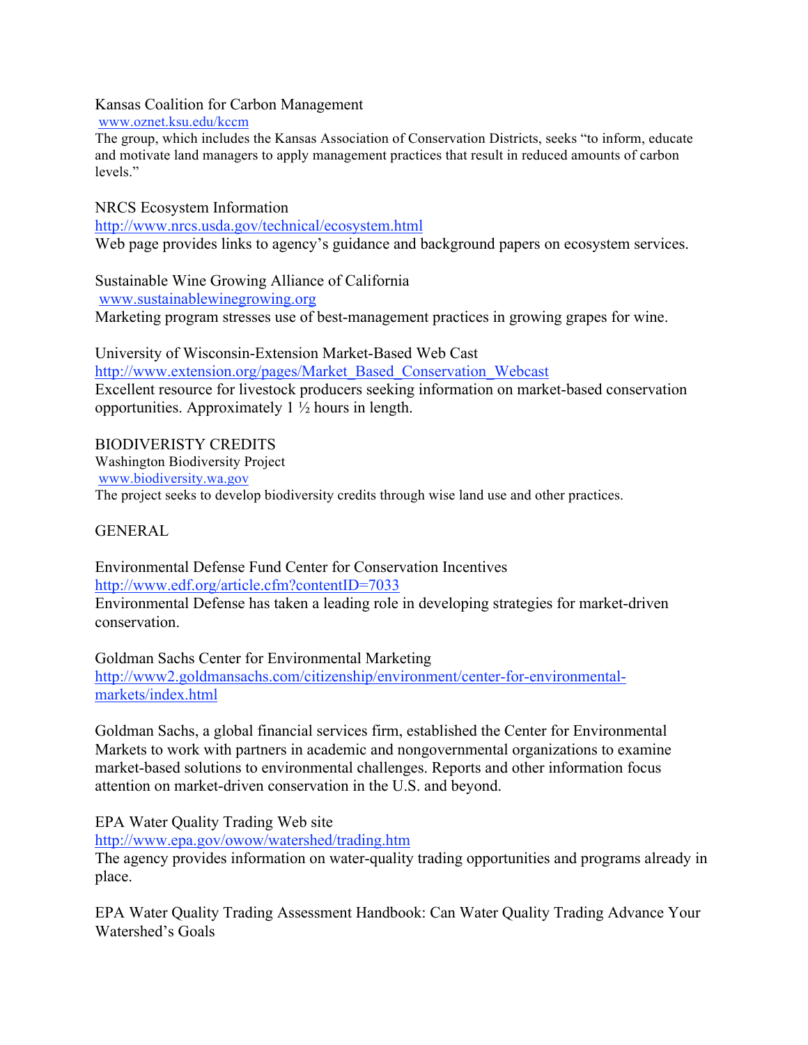Kansas Coalition for Carbon Management
www.oznet.ksu.edu/kccm
The group, which includes the Kansas Association of Conservation Districts, seeks "to inform, educate and motivate land managers to apply management practices that result in reduced amounts of carbon levels."

NRCS Ecosystem Information
http://www.nrcs.usda.gov/technical/ecosystem.html
Web page provides links to agency's guidance and background papers on ecosystem services.

Sustainable Wine Growing Alliance of California
www.sustainablewinegrowing.org
Marketing program stresses use of best-management practices in growing grapes for wine.

University of Wisconsin-Extension Market-Based Web Cast
http://www.extension.org/pages/Market_Based_Conservation_Webcast
Excellent resource for livestock producers seeking information on market-based conservation opportunities. Approximately 1 ½ hours in length.

## BIODIVERISTY CREDITS

Washington Biodiversity Project
www.biodiversity.wa.gov
The project seeks to develop biodiversity credits through wise land use and other practices.

## GENERAL

Environmental Defense Fund Center for Conservation Incentives
http://www.edf.org/article.cfm?contentID=7033
Environmental Defense has taken a leading role in developing strategies for market-driven conservation.

Goldman Sachs Center for Environmental Marketing
http://www2.goldmansachs.com/citizenship/environment/center-for-environmental-markets/index.html

Goldman Sachs, a global financial services firm, established the Center for Environmental Markets to work with partners in academic and nongovernmental organizations to examine market-based solutions to environmental challenges. Reports and other information focus attention on market-driven conservation in the U.S. and beyond.

EPA Water Quality Trading Web site
http://www.epa.gov/owow/watershed/trading.htm
The agency provides information on water-quality trading opportunities and programs already in place.

EPA Water Quality Trading Assessment Handbook: Can Water Quality Trading Advance Your Watershed's Goals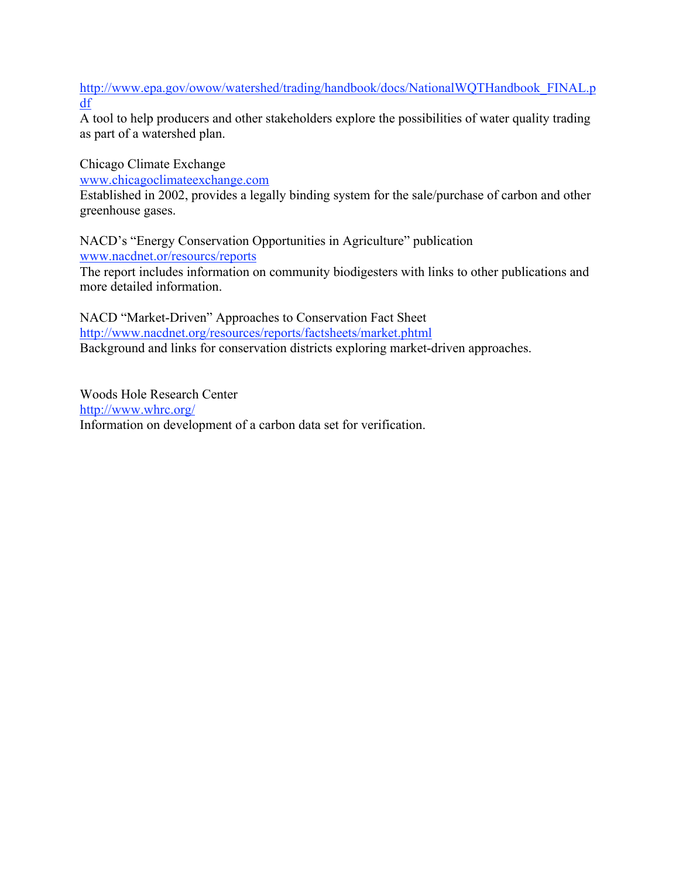http://www.epa.gov/owow/watershed/trading/handbook/docs/NationalWQTHandbook_FINAL.pdf
A tool to help producers and other stakeholders explore the possibilities of water quality trading as part of a watershed plan.

Chicago Climate Exchange
www.chicagoclimateexchange.com
Established in 2002, provides a legally binding system for the sale/purchase of carbon and other greenhouse gases.

NACD's "Energy Conservation Opportunities in Agriculture" publication
www.nacdnet.or/resourcs/reports
The report includes information on community biodigesters with links to other publications and more detailed information.

NACD "Market-Driven" Approaches to Conservation Fact Sheet
http://www.nacdnet.org/resources/reports/factsheets/market.phtml
Background and links for conservation districts exploring market-driven approaches.

Woods Hole Research Center
http://www.whrc.org/
Information on development of a carbon data set for verification.